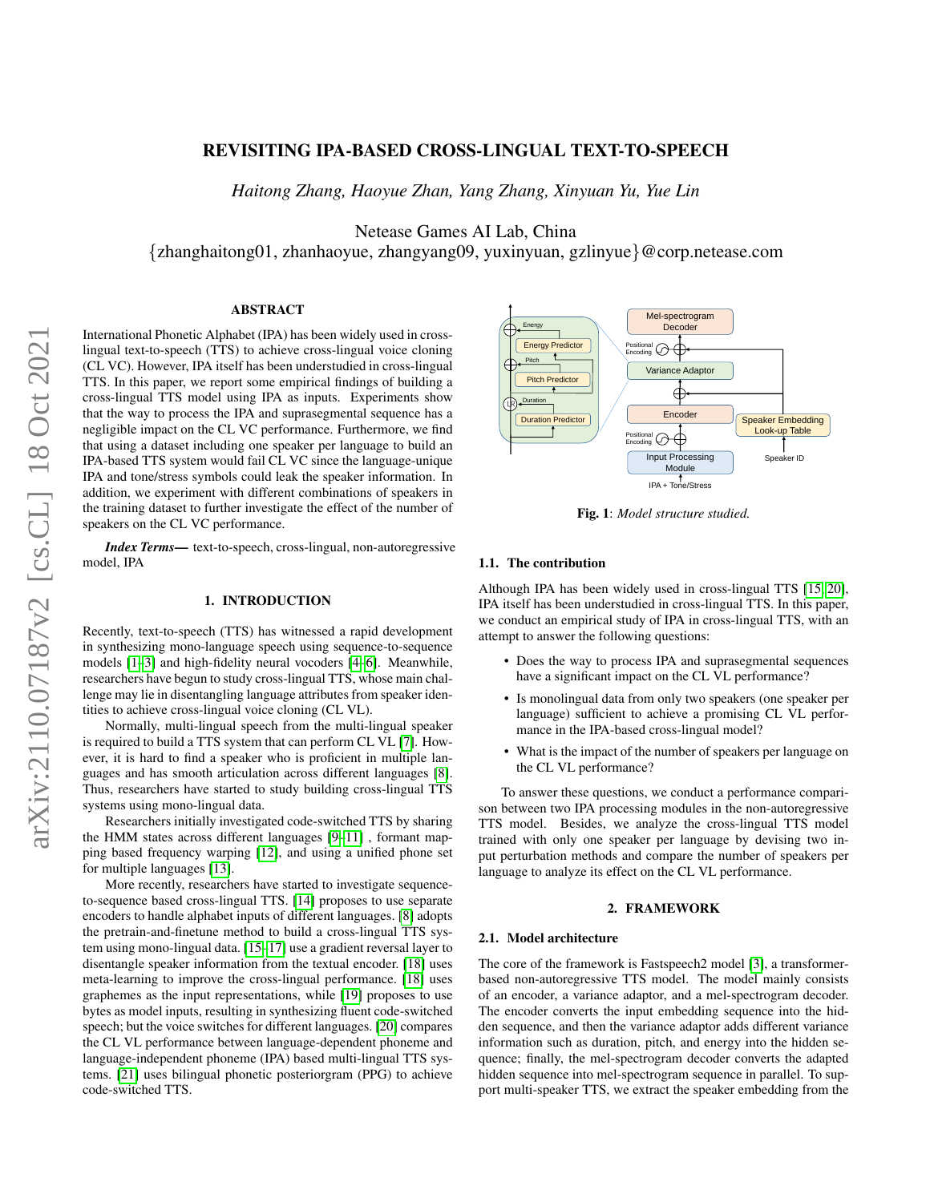# REVISITING IPA-BASED CROSS-LINGUAL TEXT-TO-SPEECH

*Haitong Zhang, Haoyue Zhan, Yang Zhang, Xinyuan Yu, Yue Lin*

Netease Games AI Lab, China
{zhanghaitong01, zhanhaoyue, zhangyang09, yuxinyuan, gzlinyue}@corp.netease.com

## ABSTRACT

International Phonetic Alphabet (IPA) has been widely used in cross-lingual text-to-speech (TTS) to achieve cross-lingual voice cloning (CL VC). However, IPA itself has been understudied in cross-lingual TTS. In this paper, we report some empirical findings of building a cross-lingual TTS model using IPA as inputs. Experiments show that the way to process the IPA and suprasegmental sequence has a negligible impact on the CL VC performance. Furthermore, we find that using a dataset including one speaker per language to build an IPA-based TTS system would fail CL VC since the language-unique IPA and tone/stress symbols could leak the speaker information. In addition, we experiment with different combinations of speakers in the training dataset to further investigate the effect of the number of speakers on the CL VC performance.

***Index Terms***— text-to-speech, cross-lingual, non-autoregressive model, IPA

## 1. INTRODUCTION

Recently, text-to-speech (TTS) has witnessed a rapid development in synthesizing mono-language speech using sequence-to-sequence models [1–3] and high-fidelity neural vocoders [4–6]. Meanwhile, researchers have begun to study cross-lingual TTS, whose main challenge may lie in disentangling language attributes from speaker identities to achieve cross-lingual voice cloning (CL VL).

Normally, multi-lingual speech from the multi-lingual speaker is required to build a TTS system that can perform CL VL [7]. However, it is hard to find a speaker who is proficient in multiple languages and has smooth articulation across different languages [8]. Thus, researchers have started to study building cross-lingual TTS systems using mono-lingual data.

Researchers initially investigated code-switched TTS by sharing the HMM states across different languages [9–11] , formant mapping based frequency warping [12], and using a unified phone set for multiple languages [13].

More recently, researchers have started to investigate sequence-to-sequence based cross-lingual TTS. [14] proposes to use separate encoders to handle alphabet inputs of different languages. [8] adopts the pretrain-and-finetune method to build a cross-lingual TTS system using mono-lingual data. [15–17] use a gradient reversal layer to disentangle speaker information from the textual encoder. [18] uses meta-learning to improve the cross-lingual performance. [18] uses graphemes as the input representations, while [19] proposes to use bytes as model inputs, resulting in synthesizing fluent code-switched speech; but the voice switches for different languages. [20] compares the CL VL performance between language-dependent phoneme and language-independent phoneme (IPA) based multi-lingual TTS systems. [21] uses bilingual phonetic posteriorgram (PPG) to achieve code-switched TTS.

Fig. 1: *Model structure studied.*

### 1.1. The contribution

Although IPA has been widely used in cross-lingual TTS [15, 20], IPA itself has been understudied in cross-lingual TTS. In this paper, we conduct an empirical study of IPA in cross-lingual TTS, with an attempt to answer the following questions:

- Does the way to process IPA and suprasegmental sequences have a significant impact on the CL VL performance?
- Is monolingual data from only two speakers (one speaker per language) sufficient to achieve a promising CL VL performance in the IPA-based cross-lingual model?
- What is the impact of the number of speakers per language on the CL VL performance?

To answer these questions, we conduct a performance comparison between two IPA processing modules in the non-autoregressive TTS model. Besides, we analyze the cross-lingual TTS model trained with only one speaker per language by devising two input perturbation methods and compare the number of speakers per language to analyze its effect on the CL VL performance.

## 2. FRAMEWORK

### 2.1. Model architecture

The core of the framework is Fastspeech2 model [3], a transformer-based non-autoregressive TTS model. The model mainly consists of an encoder, a variance adaptor, and a mel-spectrogram decoder. The encoder converts the input embedding sequence into the hidden sequence, and then the variance adaptor adds different variance information such as duration, pitch, and energy into the hidden sequence; finally, the mel-spectrogram decoder converts the adapted hidden sequence into mel-spectrogram sequence in parallel. To support multi-speaker TTS, we extract the speaker embedding from the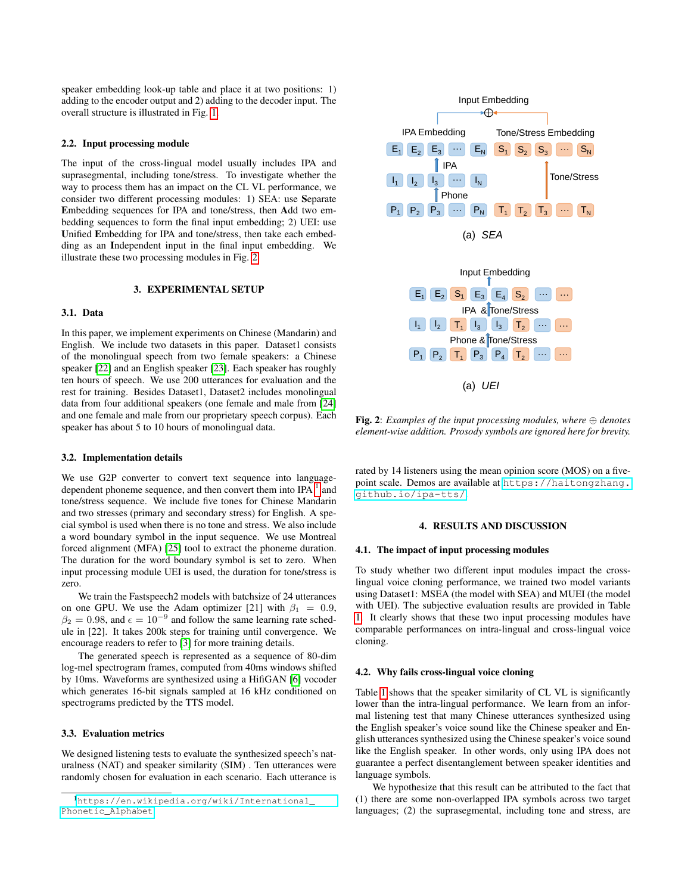speaker embedding look-up table and place it at two positions: 1) adding to the encoder output and 2) adding to the decoder input. The overall structure is illustrated in Fig. 1.

### 2.2. Input processing module

The input of the cross-lingual model usually includes IPA and suprasegmental, including tone/stress. To investigate whether the way to process them has an impact on the CL VL performance, we consider two different processing modules: 1) SEA: use **S**eparate **E**mbedding sequences for IPA and tone/stress, then **A**dd two embedding sequences to form the final input embedding; 2) UEI: use **U**nified **E**mbedding for IPA and tone/stress, then take each embedding as an **I**ndependent input in the final input embedding. We illustrate these two processing modules in Fig. 2.

## 3. EXPERIMENTAL SETUP

### 3.1. Data

In this paper, we implement experiments on Chinese (Mandarin) and English. We include two datasets in this paper. Dataset1 consists of the monolingual speech from two female speakers: a Chinese speaker [22] and an English speaker [23]. Each speaker has roughly ten hours of speech. We use 200 utterances for evaluation and the rest for training. Besides Dataset1, Dataset2 includes monolingual data from four additional speakers (one female and male from [24] and one female and male from our proprietary speech corpus). Each speaker has about 5 to 10 hours of monolingual data.

### 3.2. Implementation details

We use G2P converter to convert text sequence into language-dependent phoneme sequence, and then convert them into IPA [1] and tone/stress sequence. We include five tones for Chinese Mandarin and two stresses (primary and secondary stress) for English. A special symbol is used when there is no tone and stress. We also include a word boundary symbol in the input sequence. We use Montreal forced alignment (MFA) [25] tool to extract the phoneme duration. The duration for the word boundary symbol is set to zero. When input processing module UEI is used, the duration for tone/stress is zero.

We train the Fastspeech2 models with batchsize of 24 utterances on one GPU. We use the Adam optimizer [21] with $\beta_1 = 0.9$, $\beta_2 = 0.98$, and $\epsilon = 10^{-9}$ and follow the same learning rate schedule in [22]. It takes 200k steps for training until convergence. We encourage readers to refer to [3] for more training details.

The generated speech is represented as a sequence of 80-dim log-mel spectrogram frames, computed from 40ms windows shifted by 10ms. Waveforms are synthesized using a HifiGAN [6] vocoder which generates 16-bit signals sampled at 16 kHz conditioned on spectrograms predicted by the TTS model.

### 3.3. Evaluation metrics

We designed listening tests to evaluate the synthesized speech's naturalness (NAT) and speaker similarity (SIM) . Ten utterances were randomly chosen for evaluation in each scenario. Each utterance is rated by 14 listeners using the mean opinion score (MOS) on a five-point scale. Demos are available at https://haitongzhang.github.io/ipa-tts/

[1] https://en.wikipedia.org/wiki/International_Phonetic_Alphabet

Fig. 2: *Examples of the input processing modules, where ⊕ denotes element-wise addition. Prosody symbols are ignored here for brevity.*

## 4. RESULTS AND DISCUSSION

### 4.1. The impact of input processing modules

To study whether two different input modules impact the cross-lingual voice cloning performance, we trained two model variants using Dataset1: MSEA (the model with SEA) and MUEI (the model with UEI). The subjective evaluation results are provided in Table 1. It clearly shows that these two input processing modules have comparable performances on intra-lingual and cross-lingual voice cloning.

### 4.2. Why fails cross-lingual voice cloning

Table 1 shows that the speaker similarity of CL VL is significantly lower than the intra-lingual performance. We learn from an informal listening test that many Chinese utterances synthesized using the English speaker's voice sound like the Chinese speaker and English utterances synthesized using the Chinese speaker's voice sound like the English speaker. In other words, only using IPA does not guarantee a perfect disentanglement between speaker identities and language symbols.

We hypothesize that this result can be attributed to the fact that (1) there are some non-overlapped IPA symbols across two target languages; (2) the suprasegmental, including tone and stress, are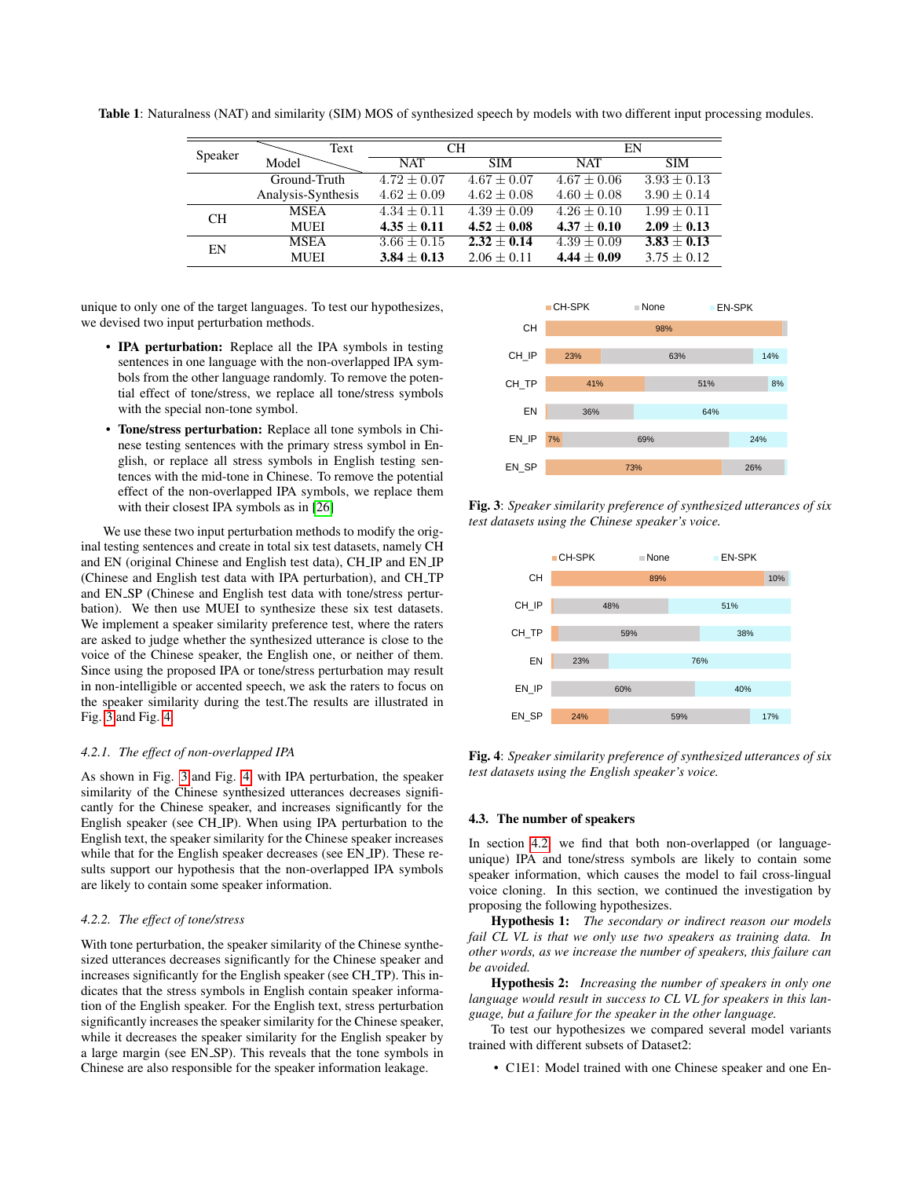**Table 1**: Naturalness (NAT) and similarity (SIM) MOS of synthesized speech by models with two different input processing modules.

| Speaker | Model \ Text | CH NAT | CH SIM | EN NAT | EN SIM |
|---|---|---|---|---|---|
| | Ground-Truth | $4.72 \pm 0.07$ | $4.67 \pm 0.07$ | $4.67 \pm 0.06$ | $3.93 \pm 0.13$ |
| | Analysis-Synthesis | $4.62 \pm 0.09$ | $4.62 \pm 0.08$ | $4.60 \pm 0.08$ | $3.90 \pm 0.14$ |
| CH | MSEA | $4.34 \pm 0.11$ | $4.39 \pm 0.09$ | $4.26 \pm 0.10$ | $1.99 \pm 0.11$ |
| | MUEI | $\mathbf{4.35 \pm 0.11}$ | $\mathbf{4.52 \pm 0.08}$ | $\mathbf{4.37 \pm 0.10}$ | $\mathbf{2.09 \pm 0.13}$ |
| EN | MSEA | $3.66 \pm 0.15$ | $\mathbf{2.32 \pm 0.14}$ | $4.39 \pm 0.09$ | $\mathbf{3.83 \pm 0.13}$ |
| | MUEI | $\mathbf{3.84 \pm 0.13}$ | $2.06 \pm 0.11$ | $\mathbf{4.44 \pm 0.09}$ | $3.75 \pm 0.12$ |

unique to only one of the target languages. To test our hypothesizes, we devised two input perturbation methods.

- **IPA perturbation:** Replace all the IPA symbols in testing sentences in one language with the non-overlapped IPA symbols from the other language randomly. To remove the potential effect of tone/stress, we replace all tone/stress symbols with the special non-tone symbol.
- **Tone/stress perturbation:** Replace all tone symbols in Chinese testing sentences with the primary stress symbol in English, or replace all stress symbols in English testing sentences with the mid-tone in Chinese. To remove the potential effect of the non-overlapped IPA symbols, we replace them with their closest IPA symbols as in [26]

We use these two input perturbation methods to modify the original testing sentences and create in total six test datasets, namely CH and EN (original Chinese and English test data), CH_IP and EN_IP (Chinese and English test data with IPA perturbation), and CH_TP and EN_SP (Chinese and English test data with tone/stress perturbation). We then use MUEI to synthesize these six test datasets. We implement a speaker similarity preference test, where the raters are asked to judge whether the synthesized utterance is close to the voice of the Chinese speaker, the English one, or neither of them. Since using the proposed IPA or tone/stress perturbation may result in non-intelligible or accented speech, we ask the raters to focus on the speaker similarity during the test.The results are illustrated in Fig. 3 and Fig. 4.

#### 4.2.1. The effect of non-overlapped IPA

As shown in Fig. 3 and Fig. 4 with IPA perturbation, the speaker similarity of the Chinese synthesized utterances decreases significantly for the Chinese speaker, and increases significantly for the English speaker (see CH_IP). When using IPA perturbation to the English text, the speaker similarity for the Chinese speaker increases while that for the English speaker decreases (see EN_IP). These results support our hypothesis that the non-overlapped IPA symbols are likely to contain some speaker information.

#### 4.2.2. The effect of tone/stress

With tone perturbation, the speaker similarity of the Chinese synthesized utterances decreases significantly for the Chinese speaker and increases significantly for the English speaker (see CH_TP). This indicates that the stress symbols in English contain speaker information of the English speaker. For the English text, stress perturbation significantly increases the speaker similarity for the Chinese speaker, while it decreases the speaker similarity for the English speaker by a large margin (see EN_SP). This reveals that the tone symbols in Chinese are also responsible for the speaker information leakage.

| | CH-SPK | None | EN-SPK |
|---|---|---|---|
| CH | 98% | | |
| CH_IP | 23% | 63% | 14% |
| CH_TP | 41% | 51% | 8% |
| EN | | 36% | 64% |
| EN_IP | 7% | 69% | 24% |
| EN_SP | 73% | 26% | |

**Fig. 3**: *Speaker similarity preference of synthesized utterances of six test datasets using the Chinese speaker's voice.*

| | CH-SPK | None | EN-SPK |
|---|---|---|---|
| CH | 89% | | 10% |
| CH_IP | | 48% | 51% |
| CH_TP | | 59% | 38% |
| EN | | 23% | 76% |
| EN_IP | | 60% | 40% |
| EN_SP | 24% | 59% | 17% |

**Fig. 4**: *Speaker similarity preference of synthesized utterances of six test datasets using the English speaker's voice.*

### 4.3. The number of speakers

In section 4.2 we find that both non-overlapped (or language-unique) IPA and tone/stress symbols are likely to contain some speaker information, which causes the model to fail cross-lingual voice cloning. In this section, we continued the investigation by proposing the following hypothesizes.

**Hypothesis 1:** *The secondary or indirect reason our models fail CL VL is that we only use two speakers as training data. In other words, as we increase the number of speakers, this failure can be avoided.*

**Hypothesis 2:** *Increasing the number of speakers in only one language would result in success to CL VL for speakers in this language, but a failure for the speaker in the other language.*

To test our hypothesizes we compared several model variants trained with different subsets of Dataset2:

- C1E1: Model trained with one Chinese speaker and one En-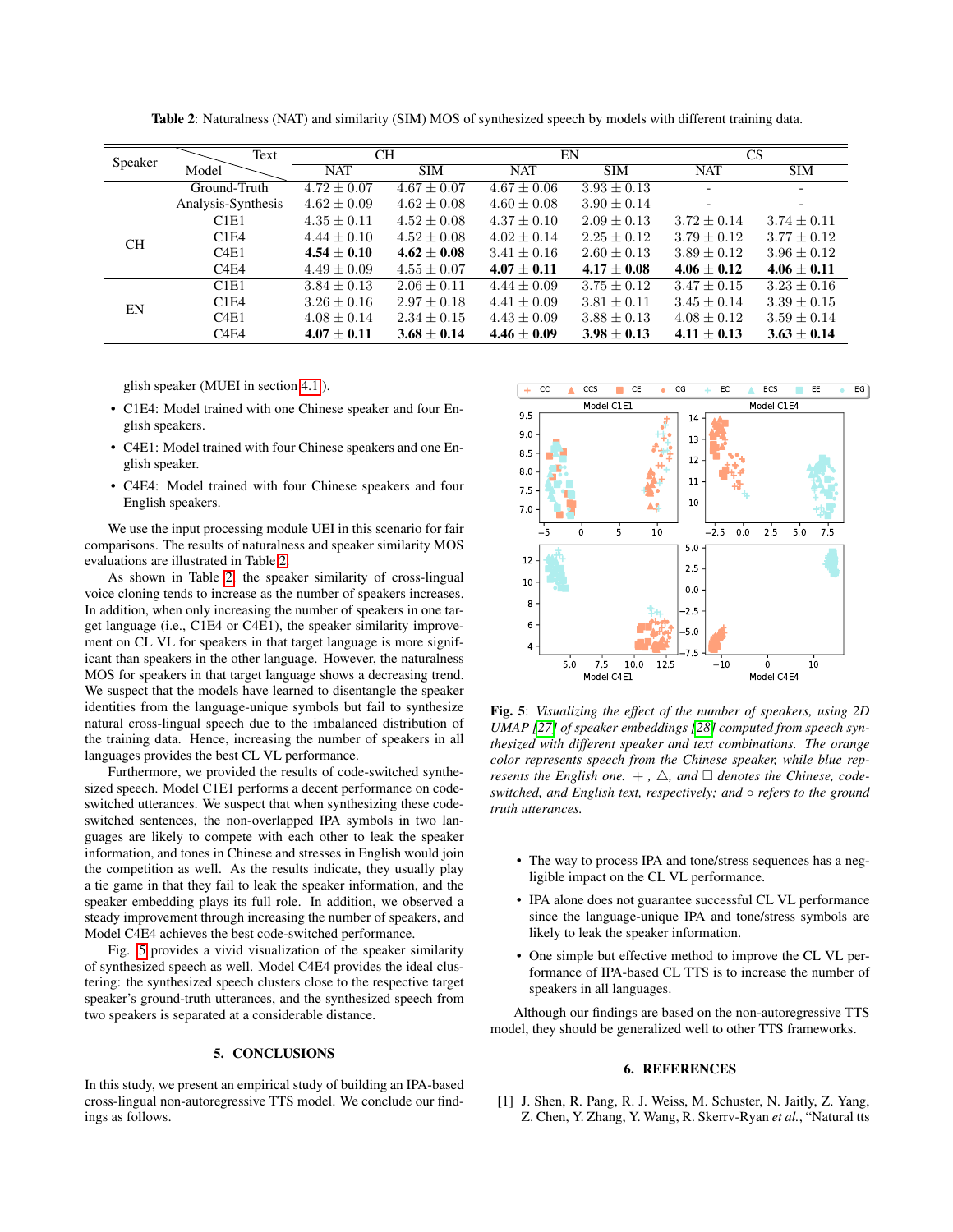**Table 2**: Naturalness (NAT) and similarity (SIM) MOS of synthesized speech by models with different training data.

| Speaker | Model \ Text | CH | | EN | | CS | |
|---|---|---|---|---|---|---|---|
| | | NAT | SIM | NAT | SIM | NAT | SIM |
| | Ground-Truth | $4.72 \pm 0.07$ | $4.67 \pm 0.07$ | $4.67 \pm 0.06$ | $3.93 \pm 0.13$ | - | - |
| | Analysis-Synthesis | $4.62 \pm 0.09$ | $4.62 \pm 0.08$ | $4.60 \pm 0.08$ | $3.90 \pm 0.14$ | - | - |
| CH | C1E1 | $4.35 \pm 0.11$ | $4.52 \pm 0.08$ | $4.37 \pm 0.10$ | $2.09 \pm 0.13$ | $3.72 \pm 0.14$ | $3.74 \pm 0.11$ |
| | C1E4 | $4.44 \pm 0.10$ | $4.52 \pm 0.08$ | $4.02 \pm 0.14$ | $2.25 \pm 0.12$ | $3.79 \pm 0.12$ | $3.77 \pm 0.12$ |
| | C4E1 | $\mathbf{4.54 \pm 0.10}$ | $\mathbf{4.62 \pm 0.08}$ | $3.41 \pm 0.16$ | $2.60 \pm 0.13$ | $3.89 \pm 0.12$ | $3.96 \pm 0.12$ |
| | C4E4 | $4.49 \pm 0.09$ | $4.55 \pm 0.07$ | $\mathbf{4.07 \pm 0.11}$ | $\mathbf{4.17 \pm 0.08}$ | $\mathbf{4.06 \pm 0.12}$ | $\mathbf{4.06 \pm 0.11}$ |
| EN | C1E1 | $3.84 \pm 0.13$ | $2.06 \pm 0.11$ | $4.44 \pm 0.09$ | $3.75 \pm 0.12$ | $3.47 \pm 0.15$ | $3.23 \pm 0.16$ |
| | C1E4 | $3.26 \pm 0.16$ | $2.97 \pm 0.18$ | $4.41 \pm 0.09$ | $3.81 \pm 0.11$ | $3.45 \pm 0.14$ | $3.39 \pm 0.15$ |
| | C4E1 | $4.08 \pm 0.14$ | $2.34 \pm 0.15$ | $4.43 \pm 0.09$ | $3.88 \pm 0.13$ | $4.08 \pm 0.12$ | $3.59 \pm 0.14$ |
| | C4E4 | $\mathbf{4.07 \pm 0.11}$ | $\mathbf{3.68 \pm 0.14}$ | $\mathbf{4.46 \pm 0.09}$ | $\mathbf{3.98 \pm 0.13}$ | $\mathbf{4.11 \pm 0.13}$ | $\mathbf{3.63 \pm 0.14}$ |

glish speaker (MUEI in section 4.1).

- C1E4: Model trained with one Chinese speaker and four English speakers.
- C4E1: Model trained with four Chinese speakers and one English speaker.
- C4E4: Model trained with four Chinese speakers and four English speakers.

We use the input processing module UEI in this scenario for fair comparisons. The results of naturalness and speaker similarity MOS evaluations are illustrated in Table 2.

As shown in Table 2, the speaker similarity of cross-lingual voice cloning tends to increase as the number of speakers increases. In addition, when only increasing the number of speakers in one target language (i.e., C1E4 or C4E1), the speaker similarity improvement on CL VL for speakers in that target language is more significant than speakers in the other language. However, the naturalness MOS for speakers in that target language shows a decreasing trend. We suspect that the models have learned to disentangle the speaker identities from the language-unique symbols but fail to synthesize natural cross-lingual speech due to the imbalanced distribution of the training data. Hence, increasing the number of speakers in all languages provides the best CL VL performance.

Furthermore, we provided the results of code-switched synthesized speech. Model C1E1 performs a decent performance on code-switched utterances. We suspect that when synthesizing these code-switched sentences, the non-overlapped IPA symbols in two languages are likely to compete with each other to leak the speaker information, and tones in Chinese and stresses in English would join the competition as well. As the results indicate, they usually play a tie game in that they fail to leak the speaker information, and the speaker embedding plays its full role. In addition, we observed a steady improvement through increasing the number of speakers, and Model C4E4 achieves the best code-switched performance.

Fig. 5 provides a vivid visualization of the speaker similarity of synthesized speech as well. Model C4E4 provides the ideal clustering: the synthesized speech clusters close to the respective target speaker's ground-truth utterances, and the synthesized speech from two speakers is separated at a considerable distance.

**Fig. 5**: *Visualizing the effect of the number of speakers, using 2D UMAP [27] of speaker embeddings [28] computed from speech synthesized with different speaker and text combinations. The orange color represents speech from the Chinese speaker, while blue represents the English one. $+$, $\triangle$, and $\square$ denotes the Chinese, code-switched, and English text, respectively; and $\circ$ refers to the ground truth utterances.*

## 5. CONCLUSIONS

In this study, we present an empirical study of building an IPA-based cross-lingual non-autoregressive TTS model. We conclude our findings as follows.

- The way to process IPA and tone/stress sequences has a negligible impact on the CL VL performance.
- IPA alone does not guarantee successful CL VL performance since the language-unique IPA and tone/stress symbols are likely to leak the speaker information.
- One simple but effective method to improve the CL VL performance of IPA-based CL TTS is to increase the number of speakers in all languages.

Although our findings are based on the non-autoregressive TTS model, they should be generalized well to other TTS frameworks.

## 6. REFERENCES

[1] J. Shen, R. Pang, R. J. Weiss, M. Schuster, N. Jaitly, Z. Yang, Z. Chen, Y. Zhang, Y. Wang, R. Skerrv-Ryan *et al.*, "Natural tts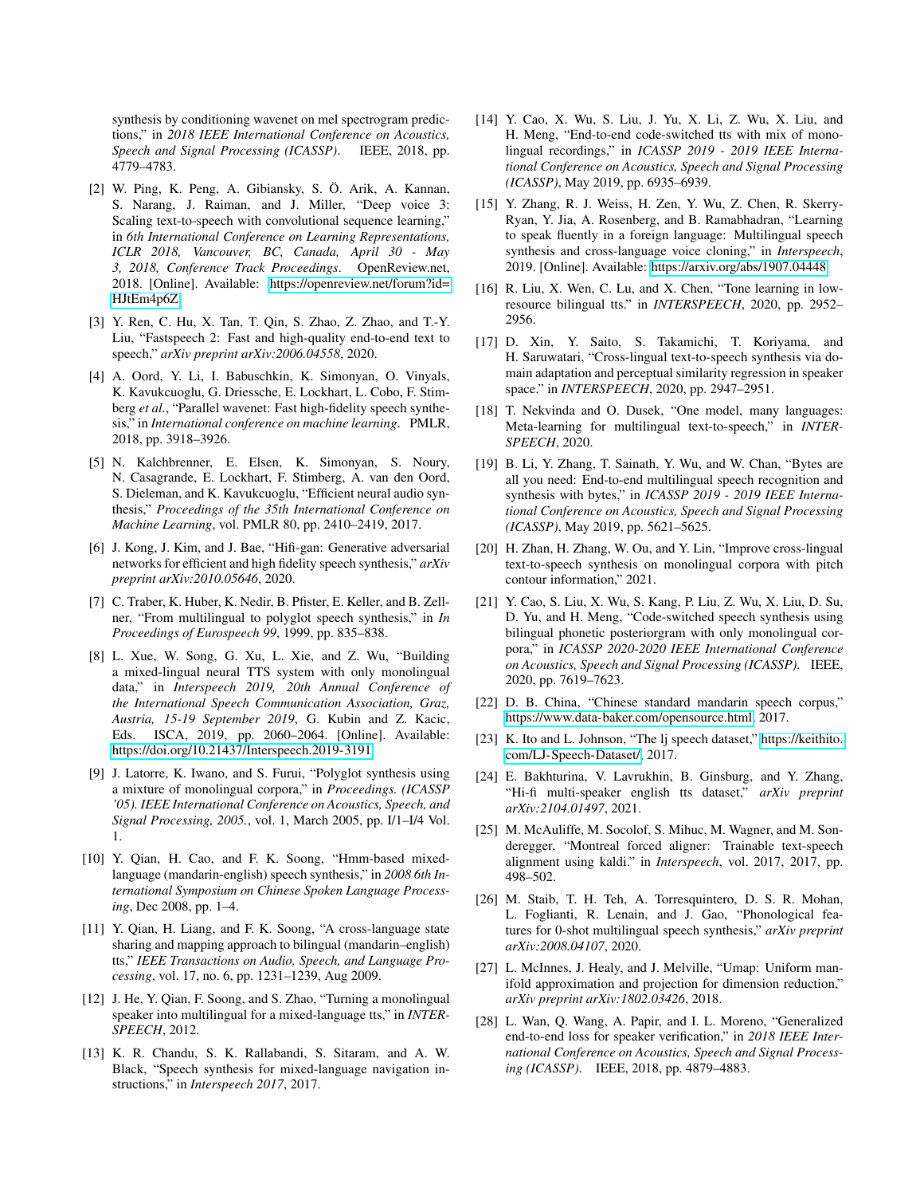synthesis by conditioning wavenet on mel spectrogram predictions," in *2018 IEEE International Conference on Acoustics, Speech and Signal Processing (ICASSP)*. IEEE, 2018, pp. 4779–4783.

[2] W. Ping, K. Peng, A. Gibiansky, S. Ö. Arik, A. Kannan, S. Narang, J. Raiman, and J. Miller, "Deep voice 3: Scaling text-to-speech with convolutional sequence learning," in *6th International Conference on Learning Representations, ICLR 2018, Vancouver, BC, Canada, April 30 - May 3, 2018, Conference Track Proceedings*. OpenReview.net, 2018. [Online]. Available: https://openreview.net/forum?id=HJtEm4p6Z

[3] Y. Ren, C. Hu, X. Tan, T. Qin, S. Zhao, Z. Zhao, and T.-Y. Liu, "Fastspeech 2: Fast and high-quality end-to-end text to speech," *arXiv preprint arXiv:2006.04558*, 2020.

[4] A. Oord, Y. Li, I. Babuschkin, K. Simonyan, O. Vinyals, K. Kavukcuoglu, G. Driessche, E. Lockhart, L. Cobo, F. Stimberg *et al.*, "Parallel wavenet: Fast high-fidelity speech synthesis," in *International conference on machine learning*. PMLR, 2018, pp. 3918–3926.

[5] N. Kalchbrenner, E. Elsen, K. Simonyan, S. Noury, N. Casagrande, E. Lockhart, F. Stimberg, A. van den Oord, S. Dieleman, and K. Kavukcuoglu, "Efficient neural audio synthesis," *Proceedings of the 35th International Conference on Machine Learning*, vol. PMLR 80, pp. 2410–2419, 2017.

[6] J. Kong, J. Kim, and J. Bae, "Hifi-gan: Generative adversarial networks for efficient and high fidelity speech synthesis," *arXiv preprint arXiv:2010.05646*, 2020.

[7] C. Traber, K. Huber, K. Nedir, B. Pfister, E. Keller, and B. Zellner, "From multilingual to polyglot speech synthesis," in *In Proceedings of Eurospeech 99*, 1999, pp. 835–838.

[8] L. Xue, W. Song, G. Xu, L. Xie, and Z. Wu, "Building a mixed-lingual neural TTS system with only monolingual data," in *Interspeech 2019, 20th Annual Conference of the International Speech Communication Association, Graz, Austria, 15-19 September 2019*, G. Kubin and Z. Kacic, Eds. ISCA, 2019, pp. 2060–2064. [Online]. Available: https://doi.org/10.21437/Interspeech.2019-3191

[9] J. Latorre, K. Iwano, and S. Furui, "Polyglot synthesis using a mixture of monolingual corpora," in *Proceedings. (ICASSP '05). IEEE International Conference on Acoustics, Speech, and Signal Processing, 2005.*, vol. 1, March 2005, pp. I/1–I/4 Vol. 1.

[10] Y. Qian, H. Cao, and F. K. Soong, "Hmm-based mixed-language (mandarin-english) speech synthesis," in *2008 6th International Symposium on Chinese Spoken Language Processing*, Dec 2008, pp. 1–4.

[11] Y. Qian, H. Liang, and F. K. Soong, "A cross-language state sharing and mapping approach to bilingual (mandarin–english) tts," *IEEE Transactions on Audio, Speech, and Language Processing*, vol. 17, no. 6, pp. 1231–1239, Aug 2009.

[12] J. He, Y. Qian, F. Soong, and S. Zhao, "Turning a monolingual speaker into multilingual for a mixed-language tts," in *INTERSPEECH*, 2012.

[13] K. R. Chandu, S. K. Rallabandi, S. Sitaram, and A. W. Black, "Speech synthesis for mixed-language navigation instructions," in *Interspeech 2017*, 2017.

[14] Y. Cao, X. Wu, S. Liu, J. Yu, X. Li, Z. Wu, X. Liu, and H. Meng, "End-to-end code-switched tts with mix of monolingual recordings," in *ICASSP 2019 - 2019 IEEE International Conference on Acoustics, Speech and Signal Processing (ICASSP)*, May 2019, pp. 6935–6939.

[15] Y. Zhang, R. J. Weiss, H. Zen, Y. Wu, Z. Chen, R. Skerry-Ryan, Y. Jia, A. Rosenberg, and B. Ramabhadran, "Learning to speak fluently in a foreign language: Multilingual speech synthesis and cross-language voice cloning," in *Interspeech*, 2019. [Online]. Available: https://arxiv.org/abs/1907.04448

[16] R. Liu, X. Wen, C. Lu, and X. Chen, "Tone learning in low-resource bilingual tts." in *INTERSPEECH*, 2020, pp. 2952–2956.

[17] D. Xin, Y. Saito, S. Takamichi, T. Koriyama, and H. Saruwatari, "Cross-lingual text-to-speech synthesis via domain adaptation and perceptual similarity regression in speaker space." in *INTERSPEECH*, 2020, pp. 2947–2951.

[18] T. Nekvinda and O. Dusek, "One model, many languages: Meta-learning for multilingual text-to-speech," in *INTERSPEECH*, 2020.

[19] B. Li, Y. Zhang, T. Sainath, Y. Wu, and W. Chan, "Bytes are all you need: End-to-end multilingual speech recognition and synthesis with bytes," in *ICASSP 2019 - 2019 IEEE International Conference on Acoustics, Speech and Signal Processing (ICASSP)*, May 2019, pp. 5621–5625.

[20] H. Zhan, H. Zhang, W. Ou, and Y. Lin, "Improve cross-lingual text-to-speech synthesis on monolingual corpora with pitch contour information," 2021.

[21] Y. Cao, S. Liu, X. Wu, S. Kang, P. Liu, Z. Wu, X. Liu, D. Su, D. Yu, and H. Meng, "Code-switched speech synthesis using bilingual phonetic posteriorgram with only monolingual corpora," in *ICASSP 2020-2020 IEEE International Conference on Acoustics, Speech and Signal Processing (ICASSP)*. IEEE, 2020, pp. 7619–7623.

[22] D. B. China, "Chinese standard mandarin speech corpus," https://www.data-baker.com/opensource.html, 2017.

[23] K. Ito and L. Johnson, "The lj speech dataset," https://keithito.com/LJ-Speech-Dataset/, 2017.

[24] E. Bakhturina, V. Lavrukhin, B. Ginsburg, and Y. Zhang, "Hi-fi multi-speaker english tts dataset," *arXiv preprint arXiv:2104.01497*, 2021.

[25] M. McAuliffe, M. Socolof, S. Mihuc, M. Wagner, and M. Sonderegger, "Montreal forced aligner: Trainable text-speech alignment using kaldi." in *Interspeech*, vol. 2017, 2017, pp. 498–502.

[26] M. Staib, T. H. Teh, A. Torresquintero, D. S. R. Mohan, L. Foglianti, R. Lenain, and J. Gao, "Phonological features for 0-shot multilingual speech synthesis," *arXiv preprint arXiv:2008.04107*, 2020.

[27] L. McInnes, J. Healy, and J. Melville, "Umap: Uniform manifold approximation and projection for dimension reduction," *arXiv preprint arXiv:1802.03426*, 2018.

[28] L. Wan, Q. Wang, A. Papir, and I. L. Moreno, "Generalized end-to-end loss for speaker verification," in *2018 IEEE International Conference on Acoustics, Speech and Signal Processing (ICASSP)*. IEEE, 2018, pp. 4879–4883.